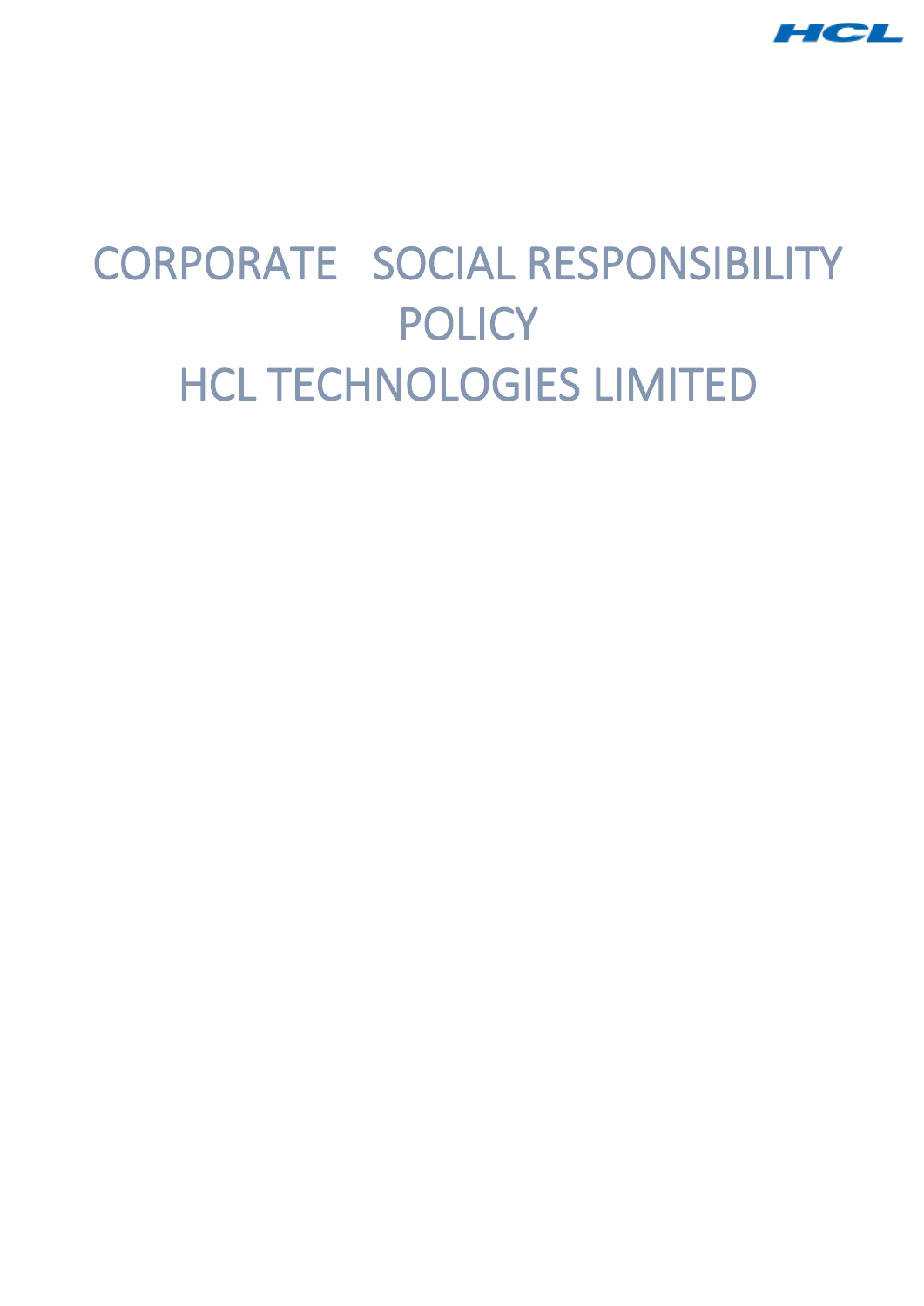# CORPORATE SOCIAL RESPONSIBILITY POLICY

# HCL TECHNOLOGIES LIMITED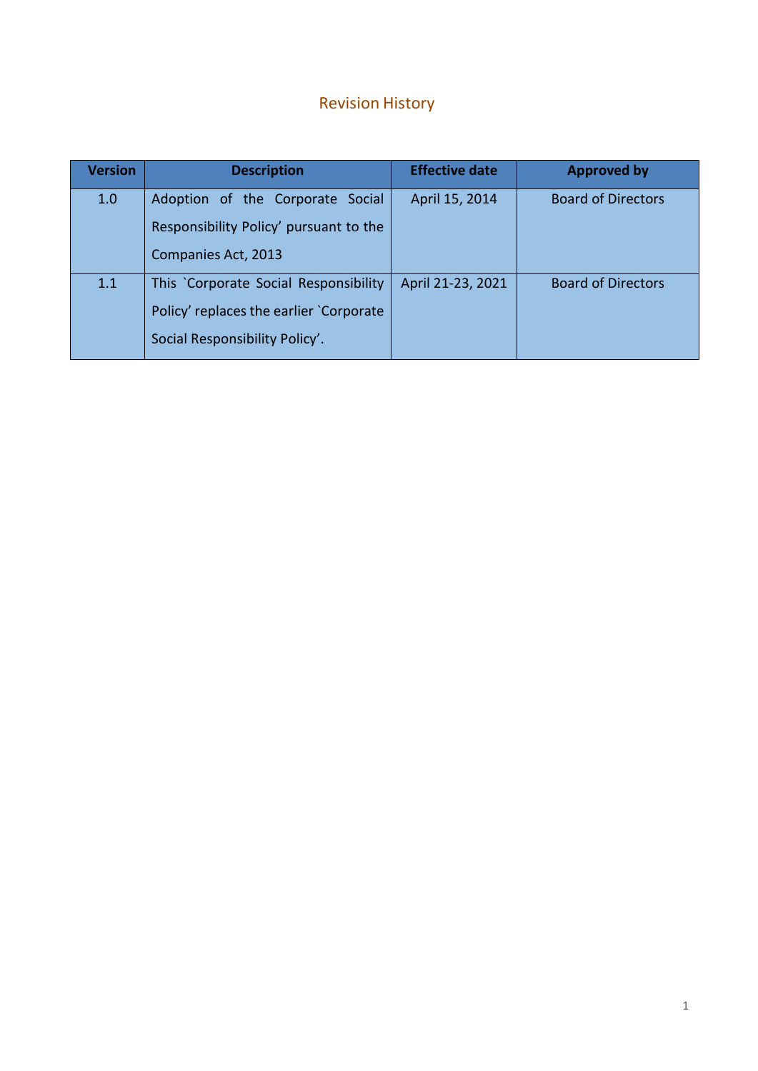## Revision History

| Version | Description | Effective date | Approved by |
|---|---|---|---|
| 1.0 | Adoption of the Corporate Social Responsibility Policy' pursuant to the Companies Act, 2013 | April 15, 2014 | Board of Directors |
| 1.1 | This `Corporate Social Responsibility Policy' replaces the earlier `Corporate Social Responsibility Policy'. | April 21-23, 2021 | Board of Directors |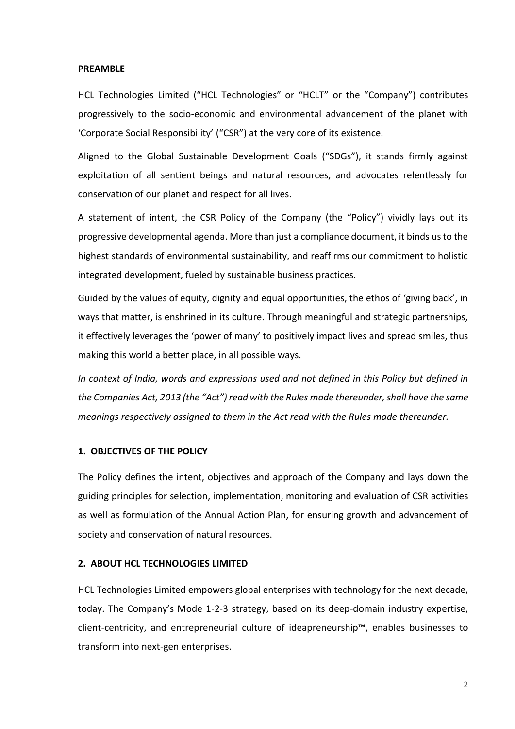## PREAMBLE

HCL Technologies Limited ("HCL Technologies" or "HCLT" or the "Company") contributes progressively to the socio-economic and environmental advancement of the planet with 'Corporate Social Responsibility' ("CSR") at the very core of its existence.

Aligned to the Global Sustainable Development Goals ("SDGs"), it stands firmly against exploitation of all sentient beings and natural resources, and advocates relentlessly for conservation of our planet and respect for all lives.

A statement of intent, the CSR Policy of the Company (the "Policy") vividly lays out its progressive developmental agenda. More than just a compliance document, it binds us to the highest standards of environmental sustainability, and reaffirms our commitment to holistic integrated development, fueled by sustainable business practices.

Guided by the values of equity, dignity and equal opportunities, the ethos of 'giving back', in ways that matter, is enshrined in its culture. Through meaningful and strategic partnerships, it effectively leverages the 'power of many' to positively impact lives and spread smiles, thus making this world a better place, in all possible ways.

*In context of India, words and expressions used and not defined in this Policy but defined in the Companies Act, 2013 (the "Act") read with the Rules made thereunder, shall have the same meanings respectively assigned to them in the Act read with the Rules made thereunder.*

## 1. OBJECTIVES OF THE POLICY

The Policy defines the intent, objectives and approach of the Company and lays down the guiding principles for selection, implementation, monitoring and evaluation of CSR activities as well as formulation of the Annual Action Plan, for ensuring growth and advancement of society and conservation of natural resources.

## 2. ABOUT HCL TECHNOLOGIES LIMITED

HCL Technologies Limited empowers global enterprises with technology for the next decade, today. The Company's Mode 1-2-3 strategy, based on its deep-domain industry expertise, client-centricity, and entrepreneurial culture of ideapreneurship™, enables businesses to transform into next-gen enterprises.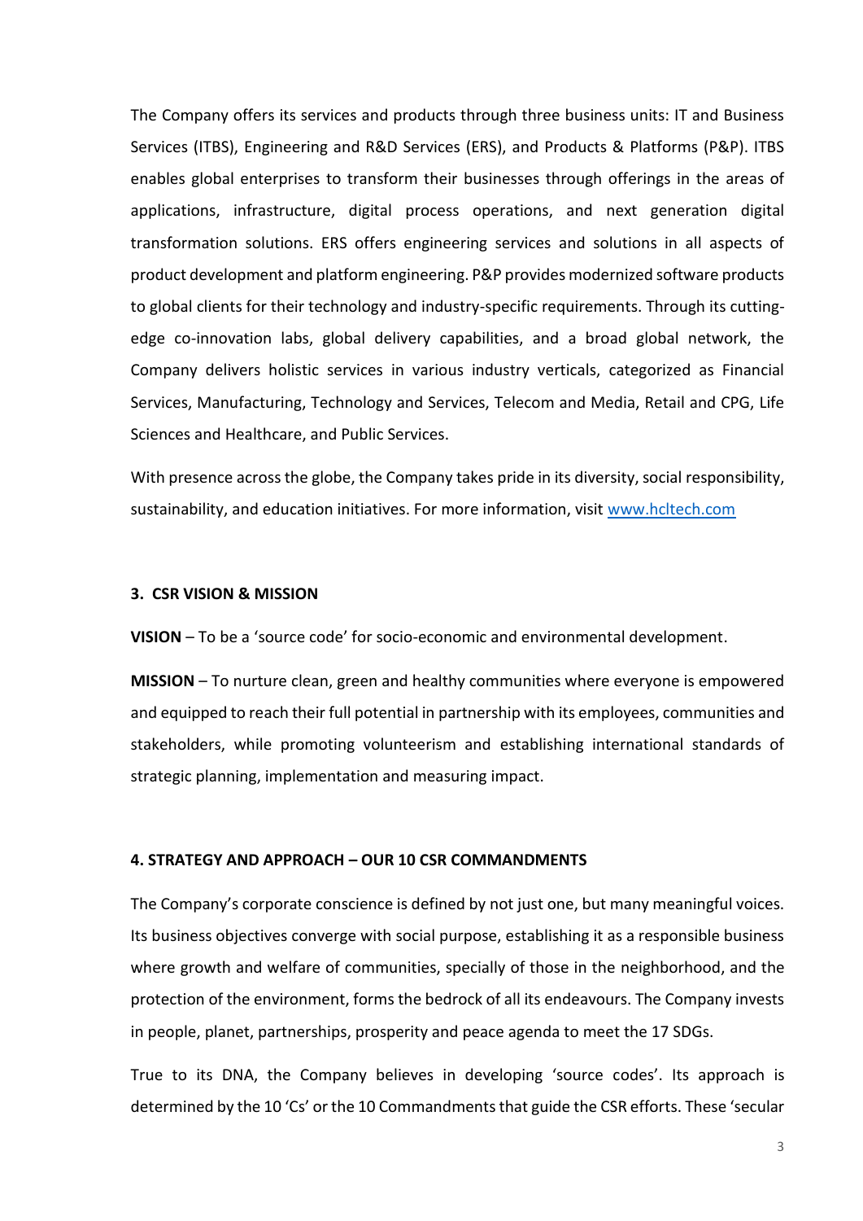The Company offers its services and products through three business units: IT and Business Services (ITBS), Engineering and R&D Services (ERS), and Products & Platforms (P&P). ITBS enables global enterprises to transform their businesses through offerings in the areas of applications, infrastructure, digital process operations, and next generation digital transformation solutions. ERS offers engineering services and solutions in all aspects of product development and platform engineering. P&P provides modernized software products to global clients for their technology and industry-specific requirements. Through its cutting-edge co-innovation labs, global delivery capabilities, and a broad global network, the Company delivers holistic services in various industry verticals, categorized as Financial Services, Manufacturing, Technology and Services, Telecom and Media, Retail and CPG, Life Sciences and Healthcare, and Public Services.

With presence across the globe, the Company takes pride in its diversity, social responsibility, sustainability, and education initiatives. For more information, visit [www.hcltech.com](www.hcltech.com)

## 3. CSR VISION & MISSION

**VISION** – To be a 'source code' for socio-economic and environmental development.

**MISSION** – To nurture clean, green and healthy communities where everyone is empowered and equipped to reach their full potential in partnership with its employees, communities and stakeholders, while promoting volunteerism and establishing international standards of strategic planning, implementation and measuring impact.

## 4. STRATEGY AND APPROACH – OUR 10 CSR COMMANDMENTS

The Company's corporate conscience is defined by not just one, but many meaningful voices. Its business objectives converge with social purpose, establishing it as a responsible business where growth and welfare of communities, specially of those in the neighborhood, and the protection of the environment, forms the bedrock of all its endeavours. The Company invests in people, planet, partnerships, prosperity and peace agenda to meet the 17 SDGs.

True to its DNA, the Company believes in developing 'source codes'. Its approach is determined by the 10 'Cs' or the 10 Commandments that guide the CSR efforts. These 'secular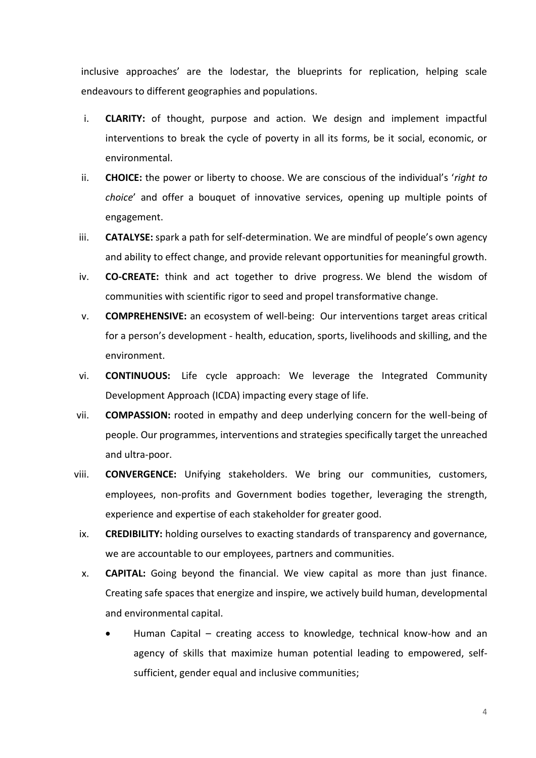inclusive approaches' are the lodestar, the blueprints for replication, helping scale endeavours to different geographies and populations.

i. **CLARITY:** of thought, purpose and action. We design and implement impactful interventions to break the cycle of poverty in all its forms, be it social, economic, or environmental.

ii. **CHOICE:** the power or liberty to choose. We are conscious of the individual's '*right to choice*' and offer a bouquet of innovative services, opening up multiple points of engagement.

iii. **CATALYSE:** spark a path for self-determination. We are mindful of people's own agency and ability to effect change, and provide relevant opportunities for meaningful growth.

iv. **CO-CREATE:** think and act together to drive progress. We blend the wisdom of communities with scientific rigor to seed and propel transformative change.

v. **COMPREHENSIVE:** an ecosystem of well-being: Our interventions target areas critical for a person's development - health, education, sports, livelihoods and skilling, and the environment.

vi. **CONTINUOUS:** Life cycle approach: We leverage the Integrated Community Development Approach (ICDA) impacting every stage of life.

vii. **COMPASSION:** rooted in empathy and deep underlying concern for the well-being of people. Our programmes, interventions and strategies specifically target the unreached and ultra-poor.

viii. **CONVERGENCE:** Unifying stakeholders. We bring our communities, customers, employees, non-profits and Government bodies together, leveraging the strength, experience and expertise of each stakeholder for greater good.

ix. **CREDIBILITY:** holding ourselves to exacting standards of transparency and governance, we are accountable to our employees, partners and communities.

x. **CAPITAL:** Going beyond the financial. We view capital as more than just finance. Creating safe spaces that energize and inspire, we actively build human, developmental and environmental capital.

- Human Capital – creating access to knowledge, technical know-how and an agency of skills that maximize human potential leading to empowered, self-sufficient, gender equal and inclusive communities;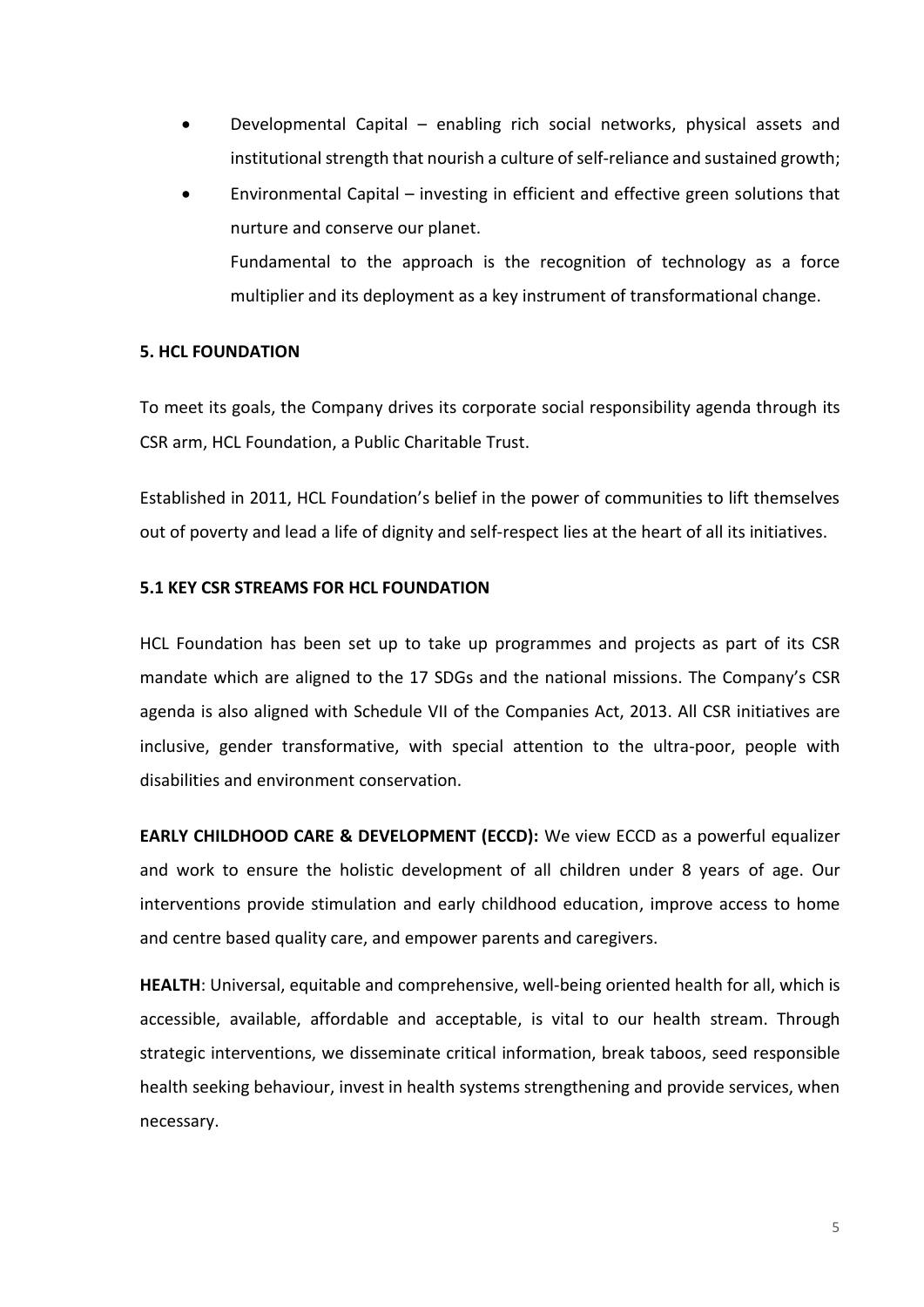- Developmental Capital – enabling rich social networks, physical assets and institutional strength that nourish a culture of self-reliance and sustained growth;
- Environmental Capital – investing in efficient and effective green solutions that nurture and conserve our planet.

  Fundamental to the approach is the recognition of technology as a force multiplier and its deployment as a key instrument of transformational change.

### 5. HCL FOUNDATION

To meet its goals, the Company drives its corporate social responsibility agenda through its CSR arm, HCL Foundation, a Public Charitable Trust.

Established in 2011, HCL Foundation's belief in the power of communities to lift themselves out of poverty and lead a life of dignity and self-respect lies at the heart of all its initiatives.

#### 5.1 KEY CSR STREAMS FOR HCL FOUNDATION

HCL Foundation has been set up to take up programmes and projects as part of its CSR mandate which are aligned to the 17 SDGs and the national missions. The Company's CSR agenda is also aligned with Schedule VII of the Companies Act, 2013. All CSR initiatives are inclusive, gender transformative, with special attention to the ultra-poor, people with disabilities and environment conservation.

**EARLY CHILDHOOD CARE & DEVELOPMENT (ECCD):** We view ECCD as a powerful equalizer and work to ensure the holistic development of all children under 8 years of age. Our interventions provide stimulation and early childhood education, improve access to home and centre based quality care, and empower parents and caregivers.

**HEALTH**: Universal, equitable and comprehensive, well-being oriented health for all, which is accessible, available, affordable and acceptable, is vital to our health stream. Through strategic interventions, we disseminate critical information, break taboos, seed responsible health seeking behaviour, invest in health systems strengthening and provide services, when necessary.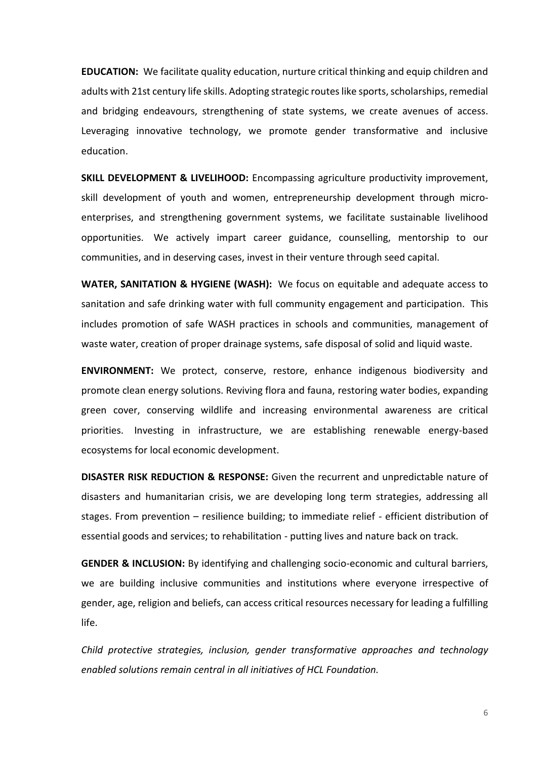**EDUCATION:** We facilitate quality education, nurture critical thinking and equip children and adults with 21st century life skills. Adopting strategic routes like sports, scholarships, remedial and bridging endeavours, strengthening of state systems, we create avenues of access. Leveraging innovative technology, we promote gender transformative and inclusive education.

**SKILL DEVELOPMENT & LIVELIHOOD:** Encompassing agriculture productivity improvement, skill development of youth and women, entrepreneurship development through micro-enterprises, and strengthening government systems, we facilitate sustainable livelihood opportunities. We actively impart career guidance, counselling, mentorship to our communities, and in deserving cases, invest in their venture through seed capital.

**WATER, SANITATION & HYGIENE (WASH):** We focus on equitable and adequate access to sanitation and safe drinking water with full community engagement and participation. This includes promotion of safe WASH practices in schools and communities, management of waste water, creation of proper drainage systems, safe disposal of solid and liquid waste.

**ENVIRONMENT:** We protect, conserve, restore, enhance indigenous biodiversity and promote clean energy solutions. Reviving flora and fauna, restoring water bodies, expanding green cover, conserving wildlife and increasing environmental awareness are critical priorities. Investing in infrastructure, we are establishing renewable energy-based ecosystems for local economic development.

**DISASTER RISK REDUCTION & RESPONSE:** Given the recurrent and unpredictable nature of disasters and humanitarian crisis, we are developing long term strategies, addressing all stages. From prevention – resilience building; to immediate relief - efficient distribution of essential goods and services; to rehabilitation - putting lives and nature back on track.

**GENDER & INCLUSION:** By identifying and challenging socio-economic and cultural barriers, we are building inclusive communities and institutions where everyone irrespective of gender, age, religion and beliefs, can access critical resources necessary for leading a fulfilling life.

*Child protective strategies, inclusion, gender transformative approaches and technology enabled solutions remain central in all initiatives of HCL Foundation.*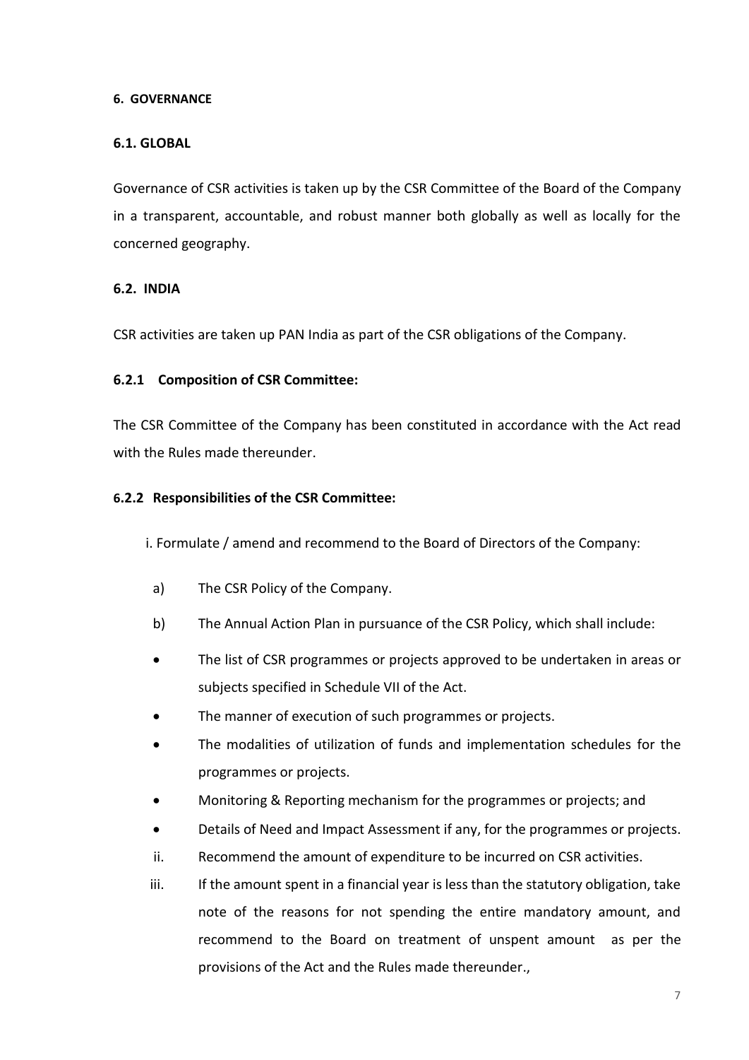#### 6. GOVERNANCE

#### 6.1. GLOBAL

Governance of CSR activities is taken up by the CSR Committee of the Board of the Company in a transparent, accountable, and robust manner both globally as well as locally for the concerned geography.

#### 6.2. INDIA

CSR activities are taken up PAN India as part of the CSR obligations of the Company.

#### 6.2.1 Composition of CSR Committee:

The CSR Committee of the Company has been constituted in accordance with the Act read with the Rules made thereunder.

#### 6.2.2 Responsibilities of the CSR Committee:

i. Formulate / amend and recommend to the Board of Directors of the Company:

a) The CSR Policy of the Company.

b) The Annual Action Plan in pursuance of the CSR Policy, which shall include:

- The list of CSR programmes or projects approved to be undertaken in areas or subjects specified in Schedule VII of the Act.
- The manner of execution of such programmes or projects.
- The modalities of utilization of funds and implementation schedules for the programmes or projects.
- Monitoring & Reporting mechanism for the programmes or projects; and
- Details of Need and Impact Assessment if any, for the programmes or projects.

ii. Recommend the amount of expenditure to be incurred on CSR activities.

iii. If the amount spent in a financial year is less than the statutory obligation, take note of the reasons for not spending the entire mandatory amount, and recommend to the Board on treatment of unspent amount as per the provisions of the Act and the Rules made thereunder.,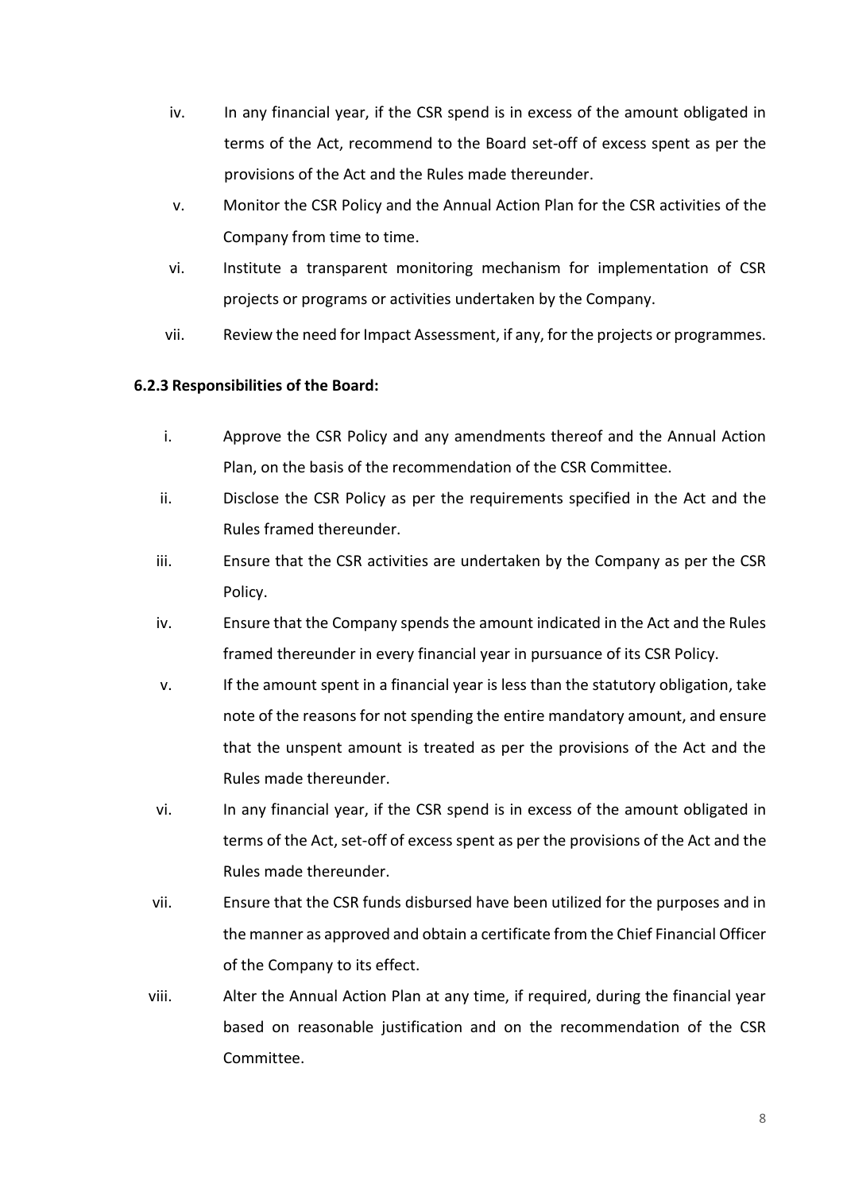iv. In any financial year, if the CSR spend is in excess of the amount obligated in terms of the Act, recommend to the Board set-off of excess spent as per the provisions of the Act and the Rules made thereunder.

v. Monitor the CSR Policy and the Annual Action Plan for the CSR activities of the Company from time to time.

vi. Institute a transparent monitoring mechanism for implementation of CSR projects or programs or activities undertaken by the Company.

vii. Review the need for Impact Assessment, if any, for the projects or programmes.

**6.2.3 Responsibilities of the Board:**

i. Approve the CSR Policy and any amendments thereof and the Annual Action Plan, on the basis of the recommendation of the CSR Committee.

ii. Disclose the CSR Policy as per the requirements specified in the Act and the Rules framed thereunder.

iii. Ensure that the CSR activities are undertaken by the Company as per the CSR Policy.

iv. Ensure that the Company spends the amount indicated in the Act and the Rules framed thereunder in every financial year in pursuance of its CSR Policy.

v. If the amount spent in a financial year is less than the statutory obligation, take note of the reasons for not spending the entire mandatory amount, and ensure that the unspent amount is treated as per the provisions of the Act and the Rules made thereunder.

vi. In any financial year, if the CSR spend is in excess of the amount obligated in terms of the Act, set-off of excess spent as per the provisions of the Act and the Rules made thereunder.

vii. Ensure that the CSR funds disbursed have been utilized for the purposes and in the manner as approved and obtain a certificate from the Chief Financial Officer of the Company to its effect.

viii. Alter the Annual Action Plan at any time, if required, during the financial year based on reasonable justification and on the recommendation of the CSR Committee.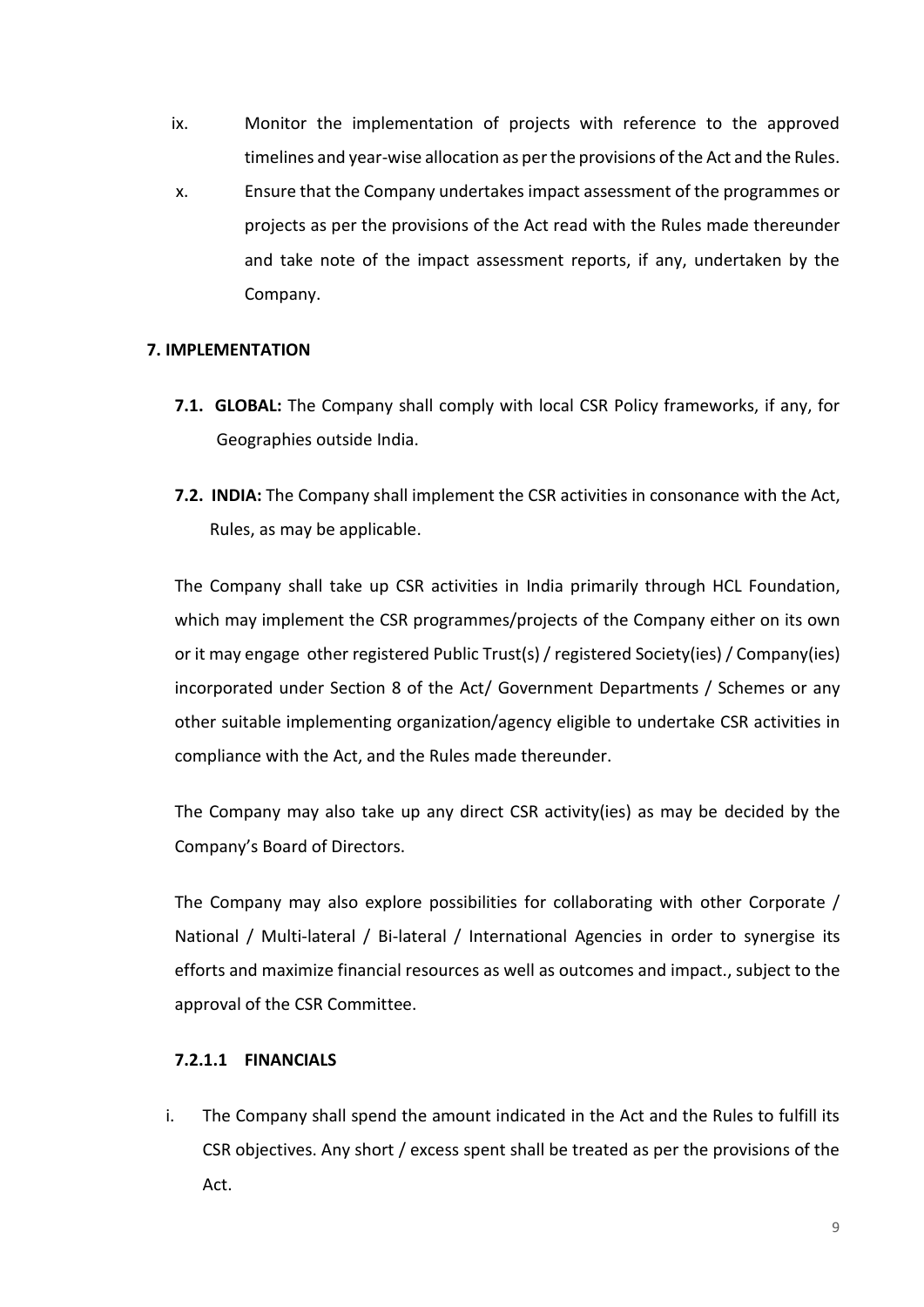ix. Monitor the implementation of projects with reference to the approved timelines and year-wise allocation as per the provisions of the Act and the Rules.

x. Ensure that the Company undertakes impact assessment of the programmes or projects as per the provisions of the Act read with the Rules made thereunder and take note of the impact assessment reports, if any, undertaken by the Company.

## 7. IMPLEMENTATION

**7.1. GLOBAL:** The Company shall comply with local CSR Policy frameworks, if any, for Geographies outside India.

**7.2. INDIA:** The Company shall implement the CSR activities in consonance with the Act, Rules, as may be applicable.

The Company shall take up CSR activities in India primarily through HCL Foundation, which may implement the CSR programmes/projects of the Company either on its own or it may engage other registered Public Trust(s) / registered Society(ies) / Company(ies) incorporated under Section 8 of the Act/ Government Departments / Schemes or any other suitable implementing organization/agency eligible to undertake CSR activities in compliance with the Act, and the Rules made thereunder.

The Company may also take up any direct CSR activity(ies) as may be decided by the Company's Board of Directors.

The Company may also explore possibilities for collaborating with other Corporate / National / Multi-lateral / Bi-lateral / International Agencies in order to synergise its efforts and maximize financial resources as well as outcomes and impact., subject to the approval of the CSR Committee.

### 7.2.1.1 FINANCIALS

i. The Company shall spend the amount indicated in the Act and the Rules to fulfill its CSR objectives. Any short / excess spent shall be treated as per the provisions of the Act.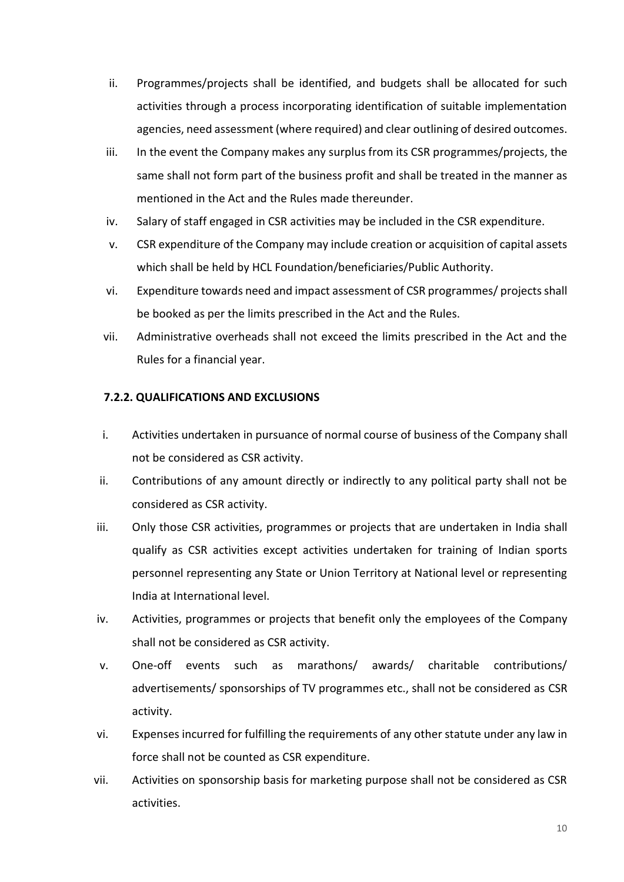ii. Programmes/projects shall be identified, and budgets shall be allocated for such activities through a process incorporating identification of suitable implementation agencies, need assessment (where required) and clear outlining of desired outcomes.

iii. In the event the Company makes any surplus from its CSR programmes/projects, the same shall not form part of the business profit and shall be treated in the manner as mentioned in the Act and the Rules made thereunder.

iv. Salary of staff engaged in CSR activities may be included in the CSR expenditure.

v. CSR expenditure of the Company may include creation or acquisition of capital assets which shall be held by HCL Foundation/beneficiaries/Public Authority.

vi. Expenditure towards need and impact assessment of CSR programmes/ projects shall be booked as per the limits prescribed in the Act and the Rules.

vii. Administrative overheads shall not exceed the limits prescribed in the Act and the Rules for a financial year.

#### 7.2.2. QUALIFICATIONS AND EXCLUSIONS

i. Activities undertaken in pursuance of normal course of business of the Company shall not be considered as CSR activity.

ii. Contributions of any amount directly or indirectly to any political party shall not be considered as CSR activity.

iii. Only those CSR activities, programmes or projects that are undertaken in India shall qualify as CSR activities except activities undertaken for training of Indian sports personnel representing any State or Union Territory at National level or representing India at International level.

iv. Activities, programmes or projects that benefit only the employees of the Company shall not be considered as CSR activity.

v. One-off events such as marathons/ awards/ charitable contributions/ advertisements/ sponsorships of TV programmes etc., shall not be considered as CSR activity.

vi. Expenses incurred for fulfilling the requirements of any other statute under any law in force shall not be counted as CSR expenditure.

vii. Activities on sponsorship basis for marketing purpose shall not be considered as CSR activities.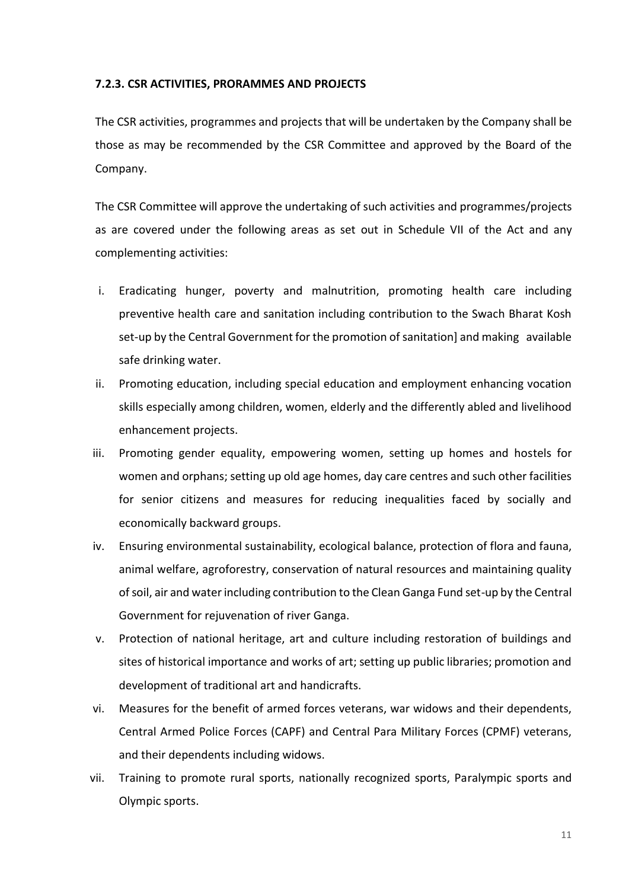### 7.2.3. CSR ACTIVITIES, PRORAMMES AND PROJECTS

The CSR activities, programmes and projects that will be undertaken by the Company shall be those as may be recommended by the CSR Committee and approved by the Board of the Company.

The CSR Committee will approve the undertaking of such activities and programmes/projects as are covered under the following areas as set out in Schedule VII of the Act and any complementing activities:

i. Eradicating hunger, poverty and malnutrition, promoting health care including preventive health care and sanitation including contribution to the Swach Bharat Kosh set-up by the Central Government for the promotion of sanitation] and making available safe drinking water.
ii. Promoting education, including special education and employment enhancing vocation skills especially among children, women, elderly and the differently abled and livelihood enhancement projects.
iii. Promoting gender equality, empowering women, setting up homes and hostels for women and orphans; setting up old age homes, day care centres and such other facilities for senior citizens and measures for reducing inequalities faced by socially and economically backward groups.
iv. Ensuring environmental sustainability, ecological balance, protection of flora and fauna, animal welfare, agroforestry, conservation of natural resources and maintaining quality of soil, air and water including contribution to the Clean Ganga Fund set-up by the Central Government for rejuvenation of river Ganga.
v. Protection of national heritage, art and culture including restoration of buildings and sites of historical importance and works of art; setting up public libraries; promotion and development of traditional art and handicrafts.
vi. Measures for the benefit of armed forces veterans, war widows and their dependents, Central Armed Police Forces (CAPF) and Central Para Military Forces (CPMF) veterans, and their dependents including widows.
vii. Training to promote rural sports, nationally recognized sports, Paralympic sports and Olympic sports.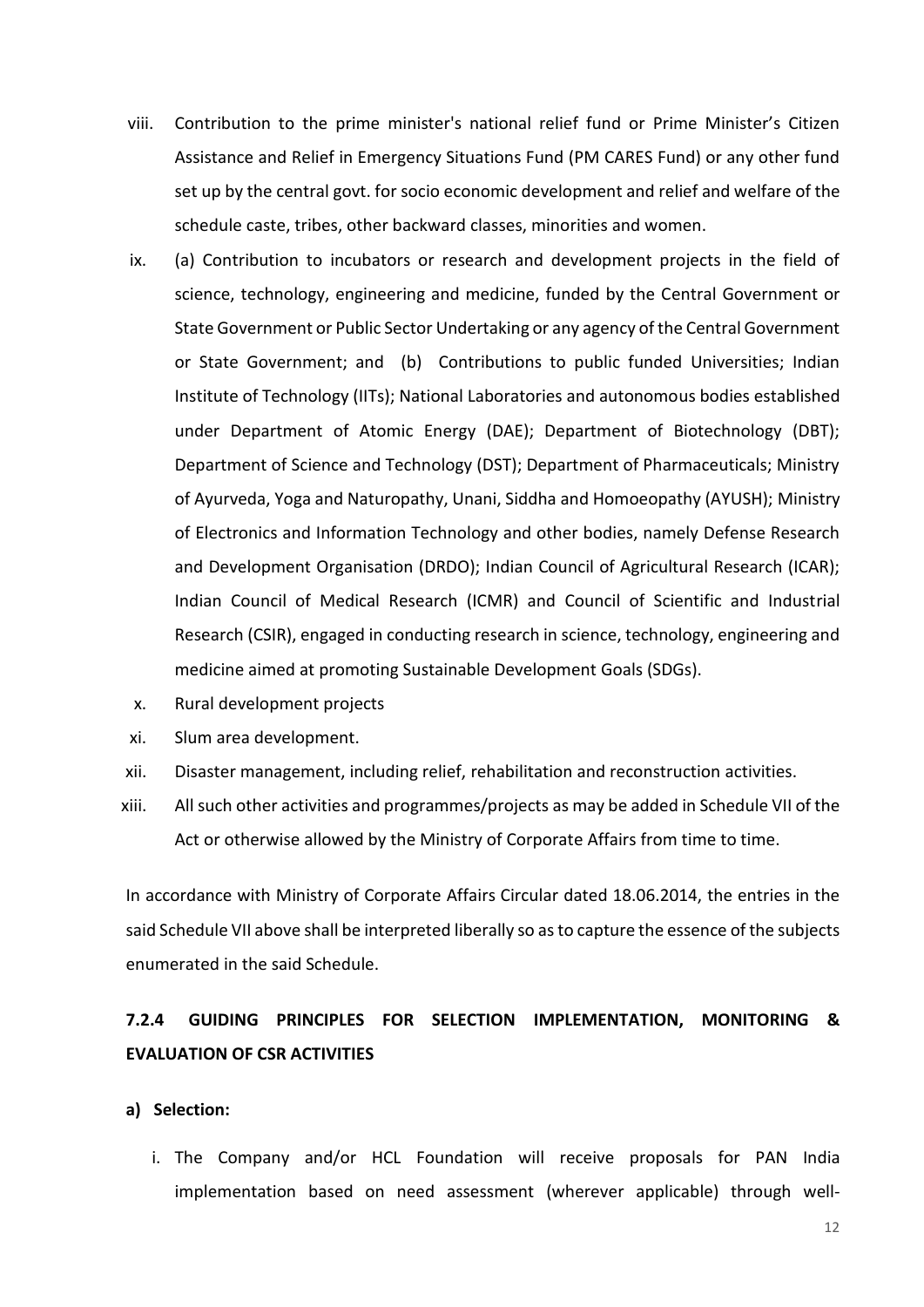viii. Contribution to the prime minister's national relief fund or Prime Minister's Citizen Assistance and Relief in Emergency Situations Fund (PM CARES Fund) or any other fund set up by the central govt. for socio economic development and relief and welfare of the schedule caste, tribes, other backward classes, minorities and women.

ix. (a) Contribution to incubators or research and development projects in the field of science, technology, engineering and medicine, funded by the Central Government or State Government or Public Sector Undertaking or any agency of the Central Government or State Government; and (b) Contributions to public funded Universities; Indian Institute of Technology (IITs); National Laboratories and autonomous bodies established under Department of Atomic Energy (DAE); Department of Biotechnology (DBT); Department of Science and Technology (DST); Department of Pharmaceuticals; Ministry of Ayurveda, Yoga and Naturopathy, Unani, Siddha and Homoeopathy (AYUSH); Ministry of Electronics and Information Technology and other bodies, namely Defense Research and Development Organisation (DRDO); Indian Council of Agricultural Research (ICAR); Indian Council of Medical Research (ICMR) and Council of Scientific and Industrial Research (CSIR), engaged in conducting research in science, technology, engineering and medicine aimed at promoting Sustainable Development Goals (SDGs).

x. Rural development projects

xi. Slum area development.

xii. Disaster management, including relief, rehabilitation and reconstruction activities.

xiii. All such other activities and programmes/projects as may be added in Schedule VII of the Act or otherwise allowed by the Ministry of Corporate Affairs from time to time.

In accordance with Ministry of Corporate Affairs Circular dated 18.06.2014, the entries in the said Schedule VII above shall be interpreted liberally so as to capture the essence of the subjects enumerated in the said Schedule.

### 7.2.4 GUIDING PRINCIPLES FOR SELECTION IMPLEMENTATION, MONITORING & EVALUATION OF CSR ACTIVITIES

**a) Selection:**

i. The Company and/or HCL Foundation will receive proposals for PAN India implementation based on need assessment (wherever applicable) through well-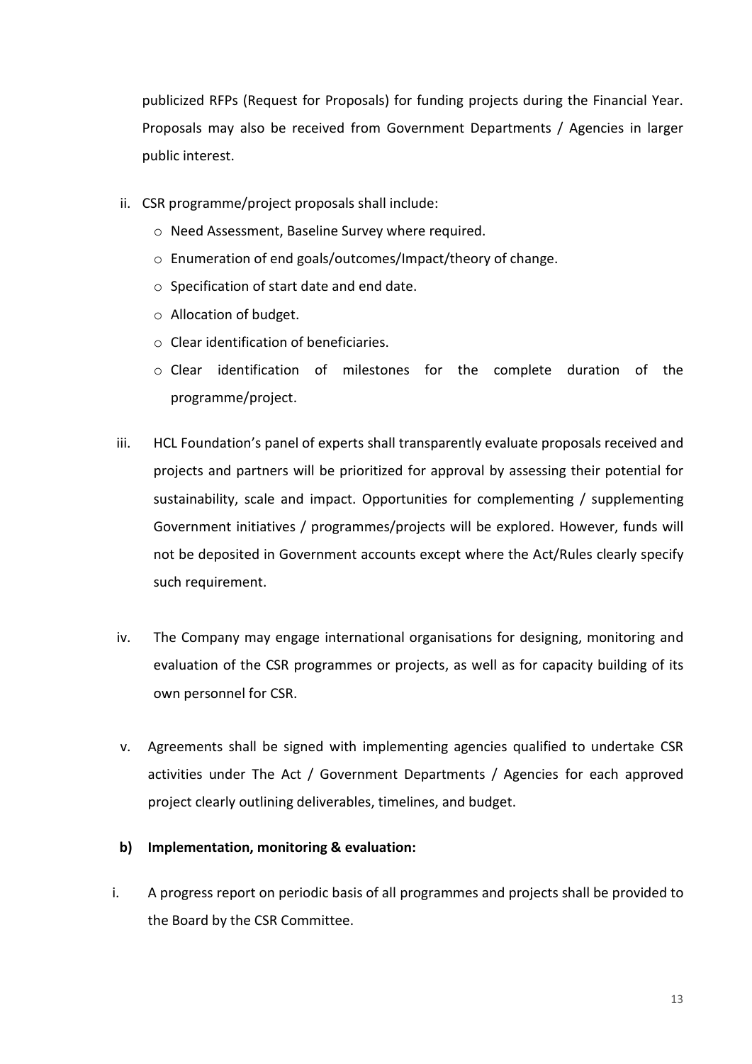publicized RFPs (Request for Proposals) for funding projects during the Financial Year. Proposals may also be received from Government Departments / Agencies in larger public interest.

ii. CSR programme/project proposals shall include:
   - Need Assessment, Baseline Survey where required.
   - Enumeration of end goals/outcomes/Impact/theory of change.
   - Specification of start date and end date.
   - Allocation of budget.
   - Clear identification of beneficiaries.
   - Clear identification of milestones for the complete duration of the programme/project.

iii. HCL Foundation's panel of experts shall transparently evaluate proposals received and projects and partners will be prioritized for approval by assessing their potential for sustainability, scale and impact. Opportunities for complementing / supplementing Government initiatives / programmes/projects will be explored. However, funds will not be deposited in Government accounts except where the Act/Rules clearly specify such requirement.

iv. The Company may engage international organisations for designing, monitoring and evaluation of the CSR programmes or projects, as well as for capacity building of its own personnel for CSR.

v. Agreements shall be signed with implementing agencies qualified to undertake CSR activities under The Act / Government Departments / Agencies for each approved project clearly outlining deliverables, timelines, and budget.

**b) Implementation, monitoring & evaluation:**

i. A progress report on periodic basis of all programmes and projects shall be provided to the Board by the CSR Committee.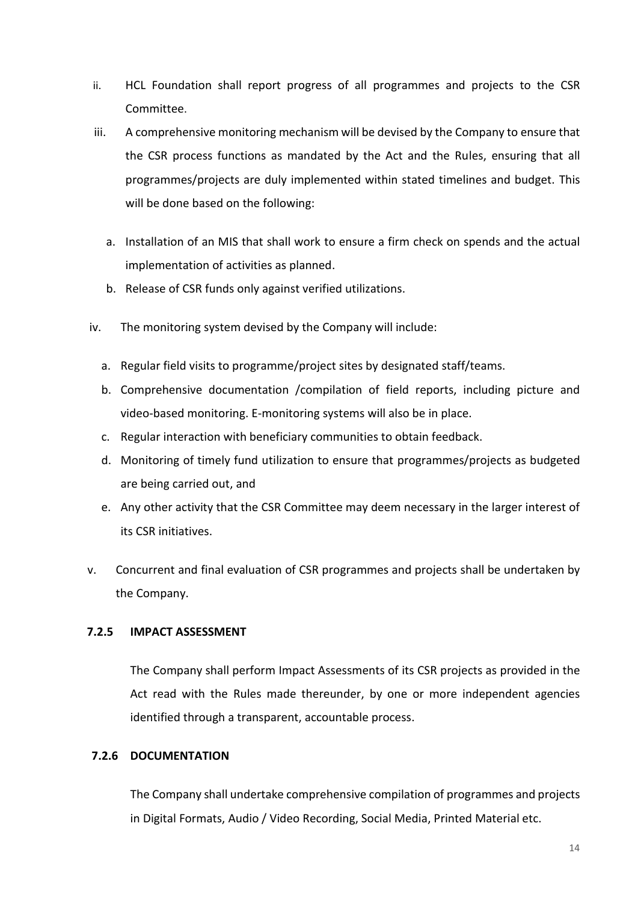ii. HCL Foundation shall report progress of all programmes and projects to the CSR Committee.

iii. A comprehensive monitoring mechanism will be devised by the Company to ensure that the CSR process functions as mandated by the Act and the Rules, ensuring that all programmes/projects are duly implemented within stated timelines and budget. This will be done based on the following:

   a. Installation of an MIS that shall work to ensure a firm check on spends and the actual implementation of activities as planned.
   b. Release of CSR funds only against verified utilizations.

iv. The monitoring system devised by the Company will include:

   a. Regular field visits to programme/project sites by designated staff/teams.
   b. Comprehensive documentation /compilation of field reports, including picture and video-based monitoring. E-monitoring systems will also be in place.
   c. Regular interaction with beneficiary communities to obtain feedback.
   d. Monitoring of timely fund utilization to ensure that programmes/projects as budgeted are being carried out, and
   e. Any other activity that the CSR Committee may deem necessary in the larger interest of its CSR initiatives.

v. Concurrent and final evaluation of CSR programmes and projects shall be undertaken by the Company.

### 7.2.5 IMPACT ASSESSMENT

The Company shall perform Impact Assessments of its CSR projects as provided in the Act read with the Rules made thereunder, by one or more independent agencies identified through a transparent, accountable process.

### 7.2.6 DOCUMENTATION

The Company shall undertake comprehensive compilation of programmes and projects in Digital Formats, Audio / Video Recording, Social Media, Printed Material etc.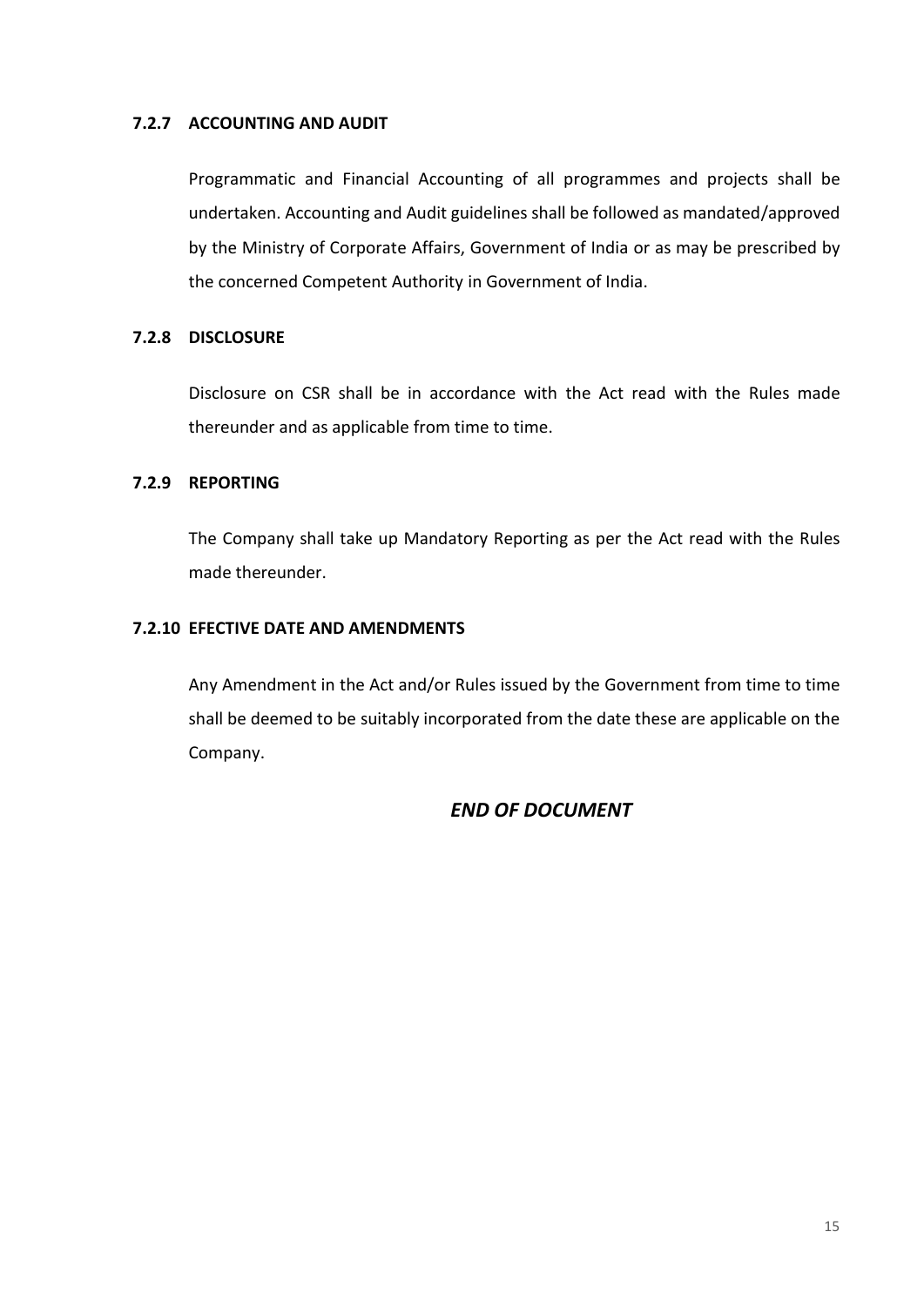#### 7.2.7 ACCOUNTING AND AUDIT

Programmatic and Financial Accounting of all programmes and projects shall be undertaken. Accounting and Audit guidelines shall be followed as mandated/approved by the Ministry of Corporate Affairs, Government of India or as may be prescribed by the concerned Competent Authority in Government of India.

#### 7.2.8 DISCLOSURE

Disclosure on CSR shall be in accordance with the Act read with the Rules made thereunder and as applicable from time to time.

#### 7.2.9 REPORTING

The Company shall take up Mandatory Reporting as per the Act read with the Rules made thereunder.

#### 7.2.10 EFECTIVE DATE AND AMENDMENTS

Any Amendment in the Act and/or Rules issued by the Government from time to time shall be deemed to be suitably incorporated from the date these are applicable on the Company.

***END OF DOCUMENT***